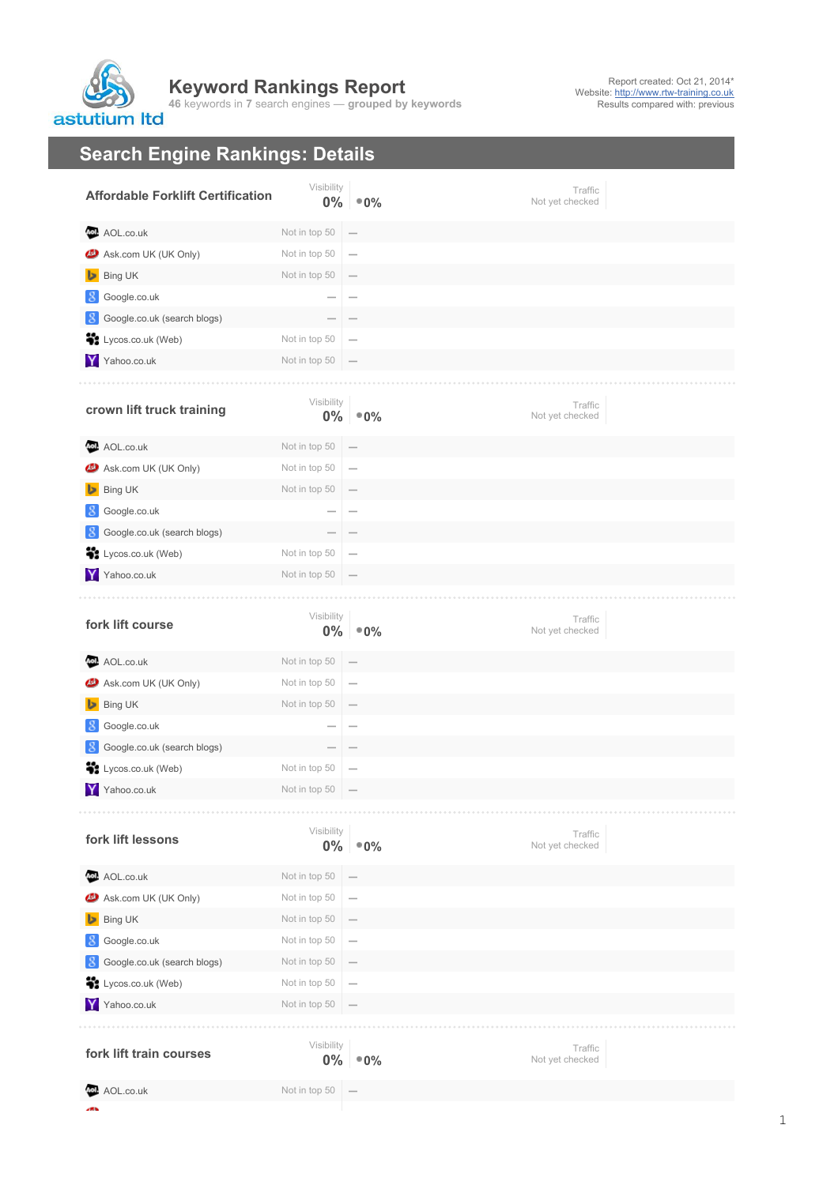astutium ltd

# Keyword Rankings Report

46 keywords in 7 search engines — **grouped by keywords**

Report created: Oct 21, 2014*
Website: http://www.rtw-training.co.uk
Results compared with: previous

## Search Engine Rankings: Details

### Affordable Forklift Certification

Visibility **0%** • **0%**

Traffic: Not yet checked

| Search engine | Rank | Change |
|---|---|---|
| AOL.co.uk | Not in top 50 | — |
| Ask.com UK (UK Only) | Not in top 50 | — |
| Bing UK | Not in top 50 | — |
| Google.co.uk | — | — |
| Google.co.uk (search blogs) | — | — |
| Lycos.co.uk (Web) | Not in top 50 | — |
| Yahoo.co.uk | Not in top 50 | — |

### crown lift truck training

Visibility **0%** • **0%**

Traffic: Not yet checked

| Search engine | Rank | Change |
|---|---|---|
| AOL.co.uk | Not in top 50 | — |
| Ask.com UK (UK Only) | Not in top 50 | — |
| Bing UK | Not in top 50 | — |
| Google.co.uk | — | — |
| Google.co.uk (search blogs) | — | — |
| Lycos.co.uk (Web) | Not in top 50 | — |
| Yahoo.co.uk | Not in top 50 | — |

### fork lift course

Visibility **0%** • **0%**

Traffic: Not yet checked

| Search engine | Rank | Change |
|---|---|---|
| AOL.co.uk | Not in top 50 | — |
| Ask.com UK (UK Only) | Not in top 50 | — |
| Bing UK | Not in top 50 | — |
| Google.co.uk | — | — |
| Google.co.uk (search blogs) | — | — |
| Lycos.co.uk (Web) | Not in top 50 | — |
| Yahoo.co.uk | Not in top 50 | — |

### fork lift lessons

Visibility **0%** • **0%**

Traffic: Not yet checked

| Search engine | Rank | Change |
|---|---|---|
| AOL.co.uk | Not in top 50 | — |
| Ask.com UK (UK Only) | Not in top 50 | — |
| Bing UK | Not in top 50 | — |
| Google.co.uk | Not in top 50 | — |
| Google.co.uk (search blogs) | Not in top 50 | — |
| Lycos.co.uk (Web) | Not in top 50 | — |
| Yahoo.co.uk | Not in top 50 | — |

### fork lift train courses

Visibility **0%** • **0%**

Traffic: Not yet checked

| Search engine | Rank | Change |
|---|---|---|
| AOL.co.uk | Not in top 50 | — |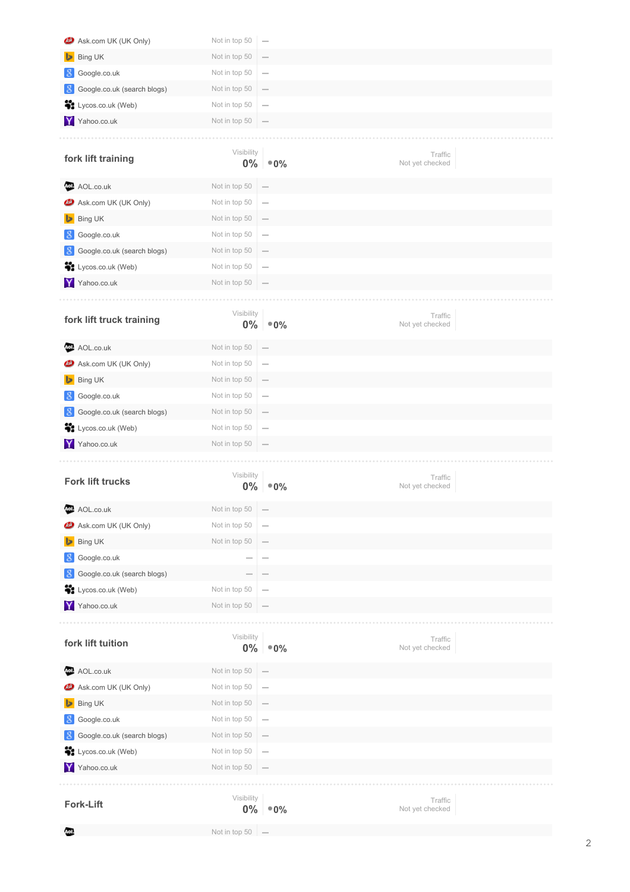| | | |
|---|---|---|
| Ask.com UK (UK Only) | Not in top 50 | — |
| Bing UK | Not in top 50 | — |
| Google.co.uk | Not in top 50 | — |
| Google.co.uk (search blogs) | Not in top 50 | — |
| Lycos.co.uk (Web) | Not in top 50 | — |
| Yahoo.co.uk | Not in top 50 | — |

## fork lift training

Visibility **0%** •**0%**

Traffic: Not yet checked

| | | |
|---|---|---|
| AOL.co.uk | Not in top 50 | — |
| Ask.com UK (UK Only) | Not in top 50 | — |
| Bing UK | Not in top 50 | — |
| Google.co.uk | Not in top 50 | — |
| Google.co.uk (search blogs) | Not in top 50 | — |
| Lycos.co.uk (Web) | Not in top 50 | — |
| Yahoo.co.uk | Not in top 50 | — |

## fork lift truck training

Visibility **0%** •**0%**

Traffic: Not yet checked

| | | |
|---|---|---|
| AOL.co.uk | Not in top 50 | — |
| Ask.com UK (UK Only) | Not in top 50 | — |
| Bing UK | Not in top 50 | — |
| Google.co.uk | Not in top 50 | — |
| Google.co.uk (search blogs) | Not in top 50 | — |
| Lycos.co.uk (Web) | Not in top 50 | — |
| Yahoo.co.uk | Not in top 50 | — |

## Fork lift trucks

Visibility **0%** •**0%**

Traffic: Not yet checked

| | | |
|---|---|---|
| AOL.co.uk | Not in top 50 | — |
| Ask.com UK (UK Only) | Not in top 50 | — |
| Bing UK | Not in top 50 | — |
| Google.co.uk | — | — |
| Google.co.uk (search blogs) | — | — |
| Lycos.co.uk (Web) | Not in top 50 | — |
| Yahoo.co.uk | Not in top 50 | — |

## fork lift tuition

Visibility **0%** •**0%**

Traffic: Not yet checked

| | | |
|---|---|---|
| AOL.co.uk | Not in top 50 | — |
| Ask.com UK (UK Only) | Not in top 50 | — |
| Bing UK | Not in top 50 | — |
| Google.co.uk | Not in top 50 | — |
| Google.co.uk (search blogs) | Not in top 50 | — |
| Lycos.co.uk (Web) | Not in top 50 | — |
| Yahoo.co.uk | Not in top 50 | — |

## Fork-Lift

Visibility **0%** •**0%**

Traffic: Not yet checked

| | | |
|---|---|---|
| | Not in top 50 | — |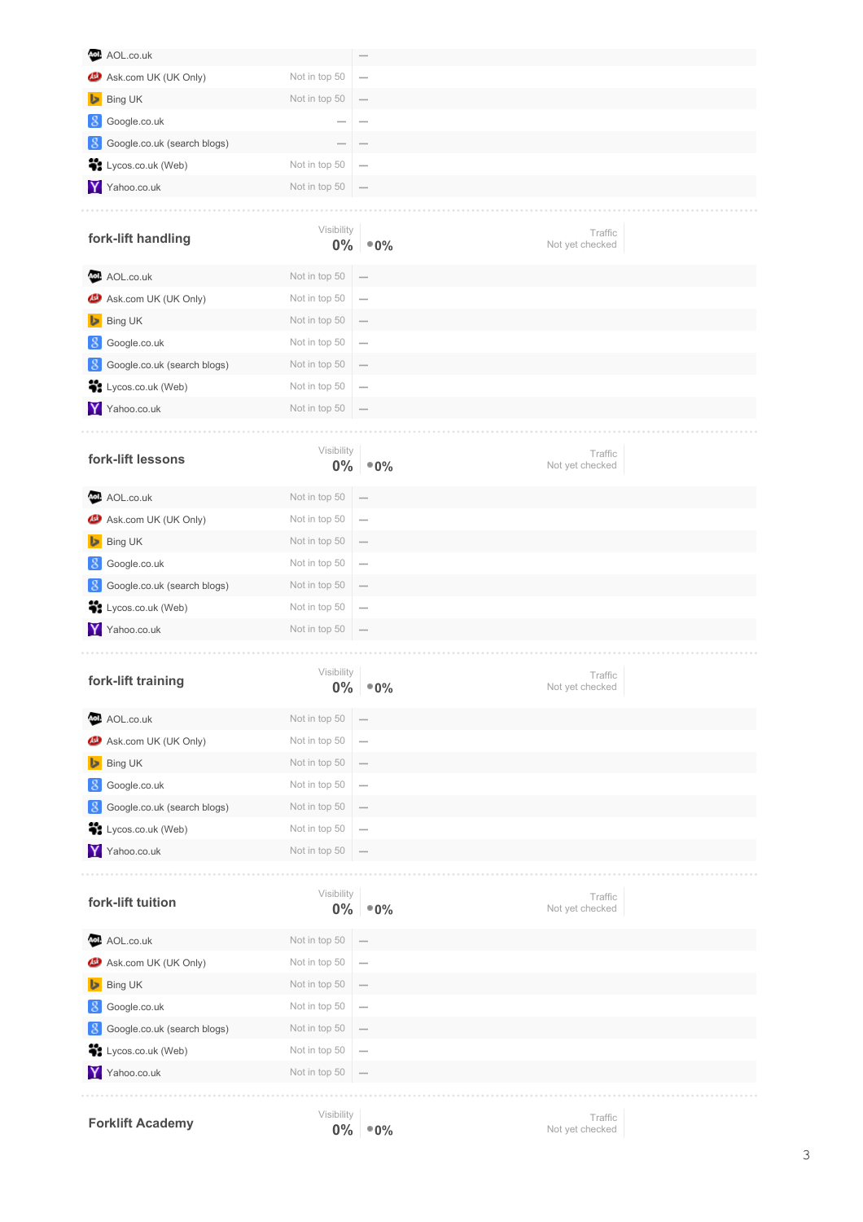| | | |
|---|---|---|
| AOL.co.uk | | — |
| Ask.com UK (UK Only) | Not in top 50 | — |
| Bing UK | Not in top 50 | — |
| Google.co.uk | — | — |
| Google.co.uk (search blogs) | — | — |
| Lycos.co.uk (Web) | Not in top 50 | — |
| Yahoo.co.uk | Not in top 50 | — |

## fork-lift handling

Visibility **0%** **0%** — Traffic: Not yet checked

| | | |
|---|---|---|
| AOL.co.uk | Not in top 50 | — |
| Ask.com UK (UK Only) | Not in top 50 | — |
| Bing UK | Not in top 50 | — |
| Google.co.uk | Not in top 50 | — |
| Google.co.uk (search blogs) | Not in top 50 | — |
| Lycos.co.uk (Web) | Not in top 50 | — |
| Yahoo.co.uk | Not in top 50 | — |

## fork-lift lessons

Visibility **0%** **0%** — Traffic: Not yet checked

| | | |
|---|---|---|
| AOL.co.uk | Not in top 50 | — |
| Ask.com UK (UK Only) | Not in top 50 | — |
| Bing UK | Not in top 50 | — |
| Google.co.uk | Not in top 50 | — |
| Google.co.uk (search blogs) | Not in top 50 | — |
| Lycos.co.uk (Web) | Not in top 50 | — |
| Yahoo.co.uk | Not in top 50 | — |

## fork-lift training

Visibility **0%** **0%** — Traffic: Not yet checked

| | | |
|---|---|---|
| AOL.co.uk | Not in top 50 | — |
| Ask.com UK (UK Only) | Not in top 50 | — |
| Bing UK | Not in top 50 | — |
| Google.co.uk | Not in top 50 | — |
| Google.co.uk (search blogs) | Not in top 50 | — |
| Lycos.co.uk (Web) | Not in top 50 | — |
| Yahoo.co.uk | Not in top 50 | — |

## fork-lift tuition

Visibility **0%** **0%** — Traffic: Not yet checked

| | | |
|---|---|---|
| AOL.co.uk | Not in top 50 | — |
| Ask.com UK (UK Only) | Not in top 50 | — |
| Bing UK | Not in top 50 | — |
| Google.co.uk | Not in top 50 | — |
| Google.co.uk (search blogs) | Not in top 50 | — |
| Lycos.co.uk (Web) | Not in top 50 | — |
| Yahoo.co.uk | Not in top 50 | — |

## Forklift Academy

Visibility **0%** **0%** — Traffic: Not yet checked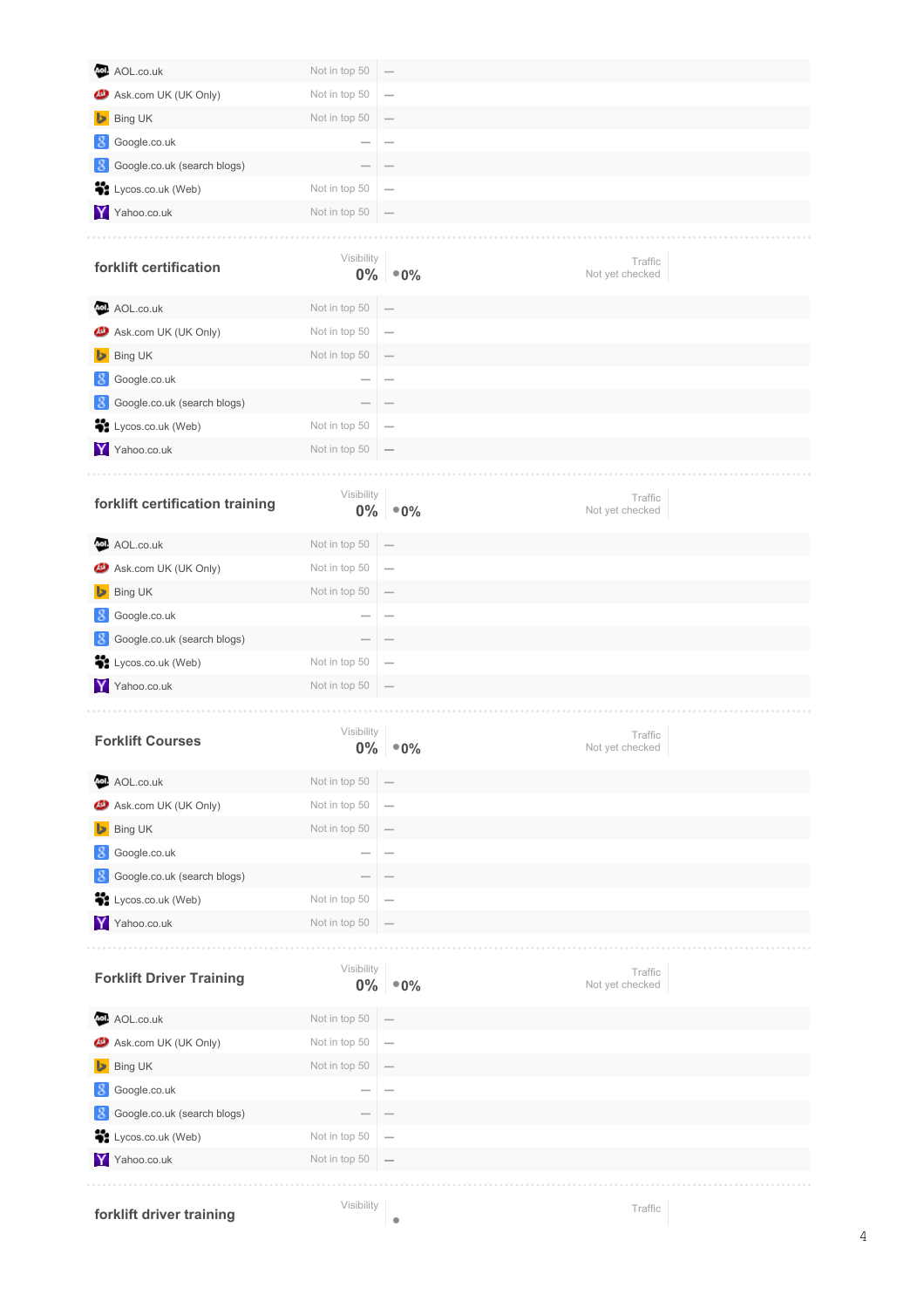| | | |
|---|---|---|
| AOL.co.uk | Not in top 50 | — |
| Ask.com UK (UK Only) | Not in top 50 | — |
| Bing UK | Not in top 50 | — |
| Google.co.uk | — | — |
| Google.co.uk (search blogs) | — | — |
| Lycos.co.uk (Web) | Not in top 50 | — |
| Yahoo.co.uk | Not in top 50 | — |

## forklift certification

Visibility **0%** | **0%** | Traffic: Not yet checked

| | | |
|---|---|---|
| AOL.co.uk | Not in top 50 | — |
| Ask.com UK (UK Only) | Not in top 50 | — |
| Bing UK | Not in top 50 | — |
| Google.co.uk | — | — |
| Google.co.uk (search blogs) | — | — |
| Lycos.co.uk (Web) | Not in top 50 | — |
| Yahoo.co.uk | Not in top 50 | — |

## forklift certification training

Visibility **0%** | **0%** | Traffic: Not yet checked

| | | |
|---|---|---|
| AOL.co.uk | Not in top 50 | — |
| Ask.com UK (UK Only) | Not in top 50 | — |
| Bing UK | Not in top 50 | — |
| Google.co.uk | — | — |
| Google.co.uk (search blogs) | — | — |
| Lycos.co.uk (Web) | Not in top 50 | — |
| Yahoo.co.uk | Not in top 50 | — |

## Forklift Courses

Visibility **0%** | **0%** | Traffic: Not yet checked

| | | |
|---|---|---|
| AOL.co.uk | Not in top 50 | — |
| Ask.com UK (UK Only) | Not in top 50 | — |
| Bing UK | Not in top 50 | — |
| Google.co.uk | — | — |
| Google.co.uk (search blogs) | — | — |
| Lycos.co.uk (Web) | Not in top 50 | — |
| Yahoo.co.uk | Not in top 50 | — |

## Forklift Driver Training

Visibility **0%** | **0%** | Traffic: Not yet checked

| | | |
|---|---|---|
| AOL.co.uk | Not in top 50 | — |
| Ask.com UK (UK Only) | Not in top 50 | — |
| Bing UK | Not in top 50 | — |
| Google.co.uk | — | — |
| Google.co.uk (search blogs) | — | — |
| Lycos.co.uk (Web) | Not in top 50 | — |
| Yahoo.co.uk | Not in top 50 | — |

## forklift driver training

Visibility | Traffic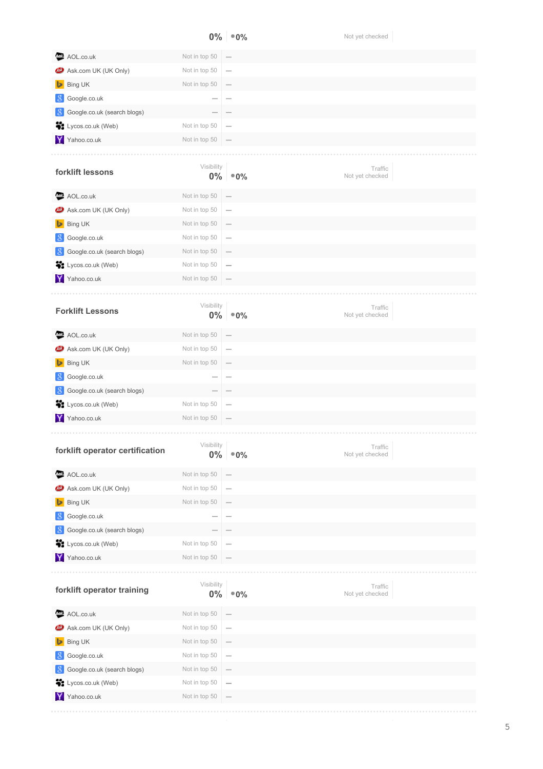| | 0% | •0% | Not yet checked |
|---|---|---|---|
| AOL.co.uk | Not in top 50 | — | |
| Ask.com UK (UK Only) | Not in top 50 | — | |
| Bing UK | Not in top 50 | — | |
| Google.co.uk | — | — | |
| Google.co.uk (search blogs) | — | — | |
| Lycos.co.uk (Web) | Not in top 50 | — | |
| Yahoo.co.uk | Not in top 50 | — | |

### forklift lessons

| | Visibility 0% | •0% | Traffic Not yet checked |
|---|---|---|---|
| AOL.co.uk | Not in top 50 | — | |
| Ask.com UK (UK Only) | Not in top 50 | — | |
| Bing UK | Not in top 50 | — | |
| Google.co.uk | Not in top 50 | — | |
| Google.co.uk (search blogs) | Not in top 50 | — | |
| Lycos.co.uk (Web) | Not in top 50 | — | |
| Yahoo.co.uk | Not in top 50 | — | |

### Forklift Lessons

| | Visibility 0% | •0% | Traffic Not yet checked |
|---|---|---|---|
| AOL.co.uk | Not in top 50 | — | |
| Ask.com UK (UK Only) | Not in top 50 | — | |
| Bing UK | Not in top 50 | — | |
| Google.co.uk | — | — | |
| Google.co.uk (search blogs) | — | — | |
| Lycos.co.uk (Web) | Not in top 50 | — | |
| Yahoo.co.uk | Not in top 50 | — | |

### forklift operator certification

| | Visibility 0% | •0% | Traffic Not yet checked |
|---|---|---|---|
| AOL.co.uk | Not in top 50 | — | |
| Ask.com UK (UK Only) | Not in top 50 | — | |
| Bing UK | Not in top 50 | — | |
| Google.co.uk | — | — | |
| Google.co.uk (search blogs) | — | — | |
| Lycos.co.uk (Web) | Not in top 50 | — | |
| Yahoo.co.uk | Not in top 50 | — | |

### forklift operator training

| | Visibility 0% | •0% | Traffic Not yet checked |
|---|---|---|---|
| AOL.co.uk | Not in top 50 | — | |
| Ask.com UK (UK Only) | Not in top 50 | — | |
| Bing UK | Not in top 50 | — | |
| Google.co.uk | Not in top 50 | — | |
| Google.co.uk (search blogs) | Not in top 50 | — | |
| Lycos.co.uk (Web) | Not in top 50 | — | |
| Yahoo.co.uk | Not in top 50 | — | |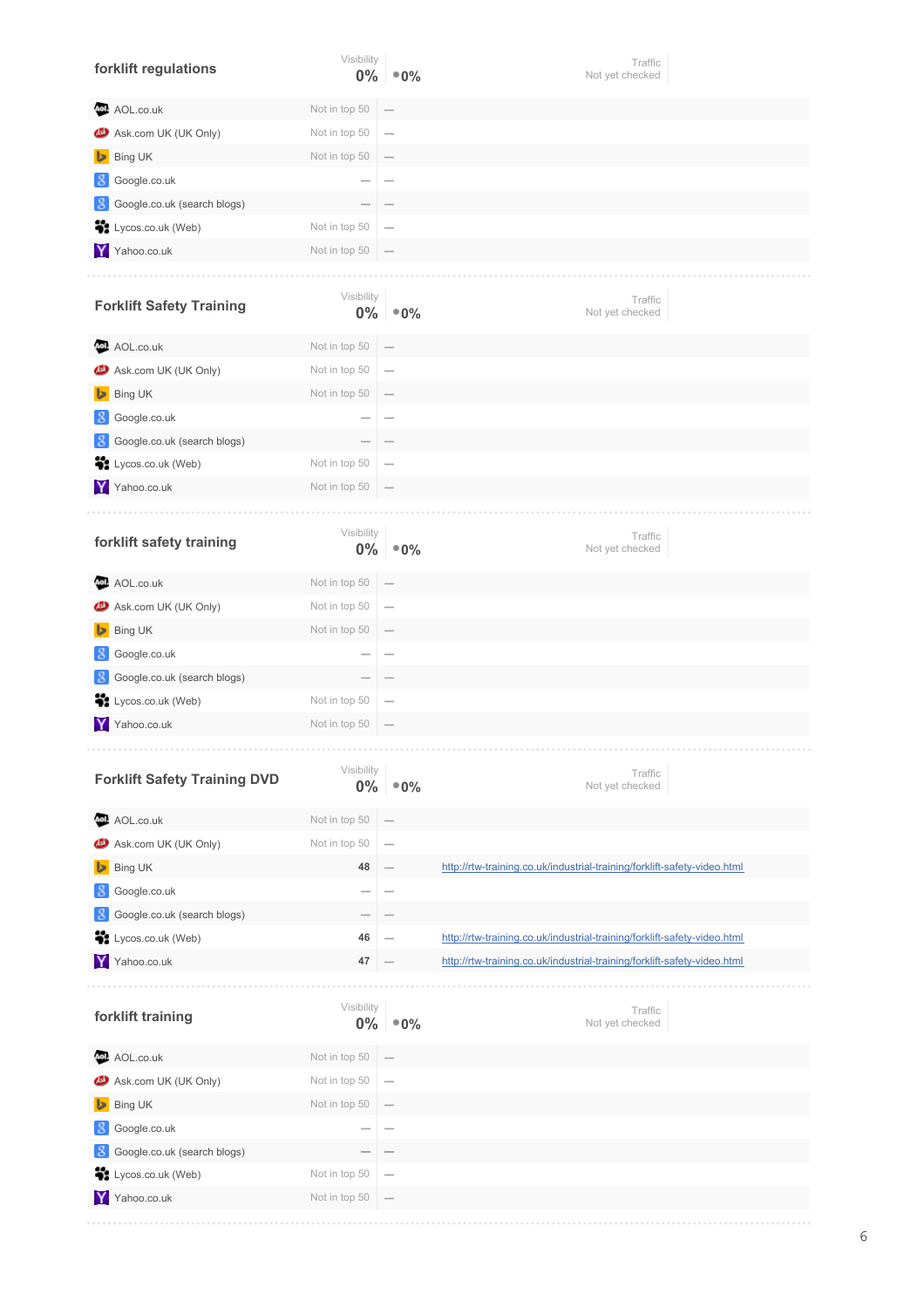## forklift regulations

Visibility **0%** | •0% | Traffic Not yet checked

| Search engine | Rank | Change | URL |
|---|---|---|---|
| AOL.co.uk | Not in top 50 | — | |
| Ask.com UK (UK Only) | Not in top 50 | — | |
| Bing UK | Not in top 50 | — | |
| Google.co.uk | — | — | |
| Google.co.uk (search blogs) | — | — | |
| Lycos.co.uk (Web) | Not in top 50 | — | |
| Yahoo.co.uk | Not in top 50 | — | |

## Forklift Safety Training

Visibility **0%** | •0% | Traffic Not yet checked

| Search engine | Rank | Change | URL |
|---|---|---|---|
| AOL.co.uk | Not in top 50 | — | |
| Ask.com UK (UK Only) | Not in top 50 | — | |
| Bing UK | Not in top 50 | — | |
| Google.co.uk | — | — | |
| Google.co.uk (search blogs) | — | — | |
| Lycos.co.uk (Web) | Not in top 50 | — | |
| Yahoo.co.uk | Not in top 50 | — | |

## forklift safety training

Visibility **0%** | •0% | Traffic Not yet checked

| Search engine | Rank | Change | URL |
|---|---|---|---|
| AOL.co.uk | Not in top 50 | — | |
| Ask.com UK (UK Only) | Not in top 50 | — | |
| Bing UK | Not in top 50 | — | |
| Google.co.uk | — | — | |
| Google.co.uk (search blogs) | — | — | |
| Lycos.co.uk (Web) | Not in top 50 | — | |
| Yahoo.co.uk | Not in top 50 | — | |

## Forklift Safety Training DVD

Visibility **0%** | •0% | Traffic Not yet checked

| Search engine | Rank | Change | URL |
|---|---|---|---|
| AOL.co.uk | Not in top 50 | — | |
| Ask.com UK (UK Only) | Not in top 50 | — | |
| Bing UK | 48 | — | http://rtw-training.co.uk/industrial-training/forklift-safety-video.html |
| Google.co.uk | — | — | |
| Google.co.uk (search blogs) | — | — | |
| Lycos.co.uk (Web) | 46 | — | http://rtw-training.co.uk/industrial-training/forklift-safety-video.html |
| Yahoo.co.uk | 47 | — | http://rtw-training.co.uk/industrial-training/forklift-safety-video.html |

## forklift training

Visibility **0%** | •0% | Traffic Not yet checked

| Search engine | Rank | Change | URL |
|---|---|---|---|
| AOL.co.uk | Not in top 50 | — | |
| Ask.com UK (UK Only) | Not in top 50 | — | |
| Bing UK | Not in top 50 | — | |
| Google.co.uk | — | — | |
| Google.co.uk (search blogs) | — | — | |
| Lycos.co.uk (Web) | Not in top 50 | — | |
| Yahoo.co.uk | Not in top 50 | — | |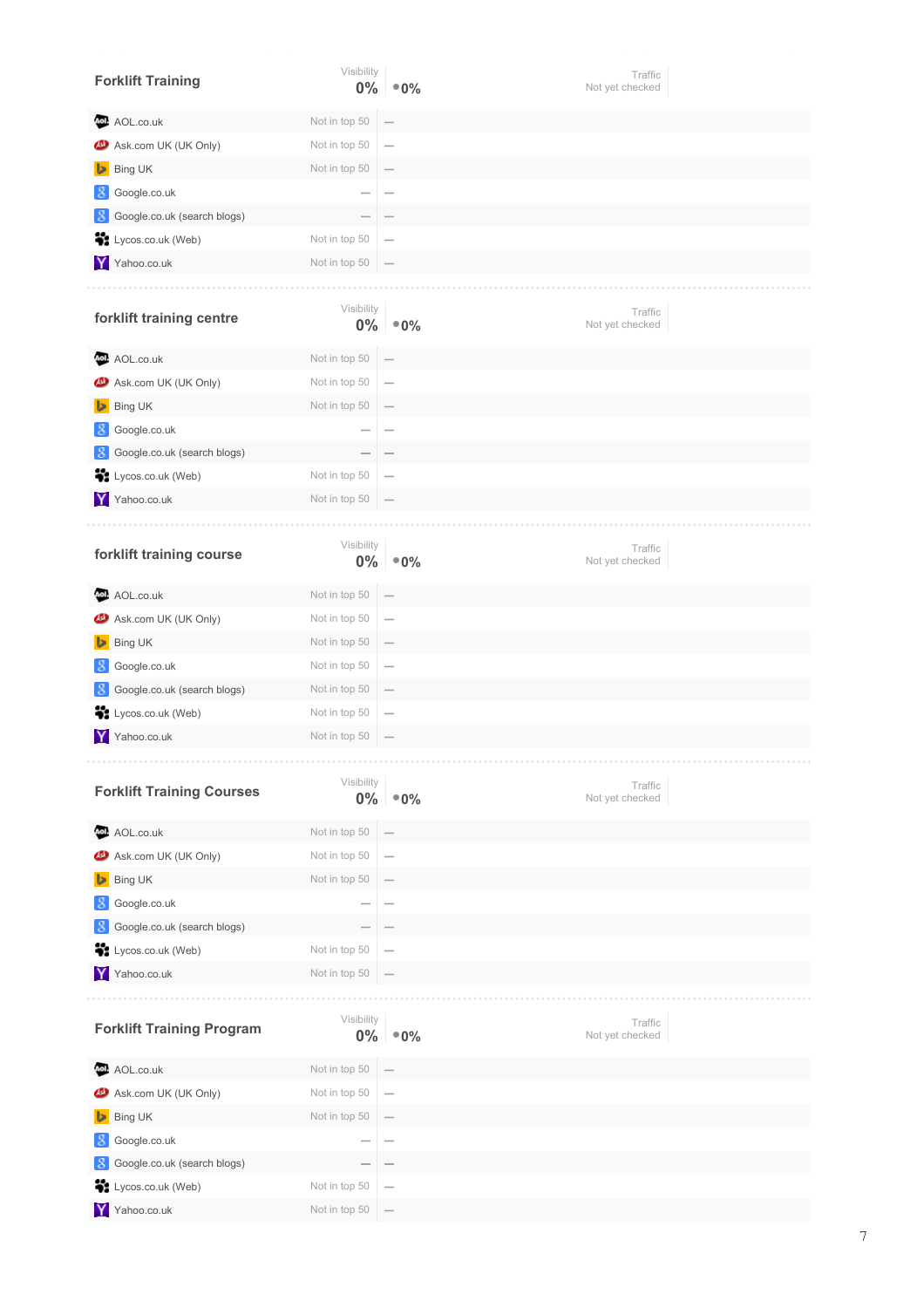## Forklift Training

Visibility **0%** •0%

Traffic: Not yet checked

| Search engine | Rank | Change |
|---|---|---|
| AOL.co.uk | Not in top 50 | — |
| Ask.com UK (UK Only) | Not in top 50 | — |
| Bing UK | Not in top 50 | — |
| Google.co.uk | — | — |
| Google.co.uk (search blogs) | — | — |
| Lycos.co.uk (Web) | Not in top 50 | — |
| Yahoo.co.uk | Not in top 50 | — |

## forklift training centre

Visibility **0%** •0%

Traffic: Not yet checked

| Search engine | Rank | Change |
|---|---|---|
| AOL.co.uk | Not in top 50 | — |
| Ask.com UK (UK Only) | Not in top 50 | — |
| Bing UK | Not in top 50 | — |
| Google.co.uk | — | — |
| Google.co.uk (search blogs) | — | — |
| Lycos.co.uk (Web) | Not in top 50 | — |
| Yahoo.co.uk | Not in top 50 | — |

## forklift training course

Visibility **0%** •0%

Traffic: Not yet checked

| Search engine | Rank | Change |
|---|---|---|
| AOL.co.uk | Not in top 50 | — |
| Ask.com UK (UK Only) | Not in top 50 | — |
| Bing UK | Not in top 50 | — |
| Google.co.uk | Not in top 50 | — |
| Google.co.uk (search blogs) | Not in top 50 | — |
| Lycos.co.uk (Web) | Not in top 50 | — |
| Yahoo.co.uk | Not in top 50 | — |

## Forklift Training Courses

Visibility **0%** •0%

Traffic: Not yet checked

| Search engine | Rank | Change |
|---|---|---|
| AOL.co.uk | Not in top 50 | — |
| Ask.com UK (UK Only) | Not in top 50 | — |
| Bing UK | Not in top 50 | — |
| Google.co.uk | — | — |
| Google.co.uk (search blogs) | — | — |
| Lycos.co.uk (Web) | Not in top 50 | — |
| Yahoo.co.uk | Not in top 50 | — |

## Forklift Training Program

Visibility **0%** •0%

Traffic: Not yet checked

| Search engine | Rank | Change |
|---|---|---|
| AOL.co.uk | Not in top 50 | — |
| Ask.com UK (UK Only) | Not in top 50 | — |
| Bing UK | Not in top 50 | — |
| Google.co.uk | — | — |
| Google.co.uk (search blogs) | — | — |
| Lycos.co.uk (Web) | Not in top 50 | — |
| Yahoo.co.uk | Not in top 50 | — |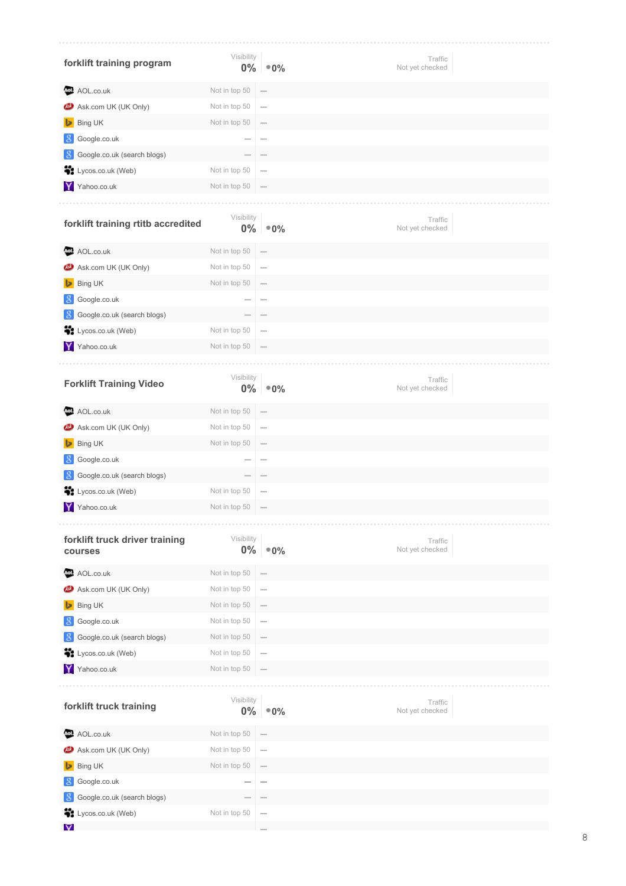## forklift training program

Visibility **0%** •0%

Traffic
Not yet checked

| Search engine | Position | Change |
|---|---|---|
| AOL.co.uk | Not in top 50 | — |
| Ask.com UK (UK Only) | Not in top 50 | — |
| Bing UK | Not in top 50 | — |
| Google.co.uk | — | — |
| Google.co.uk (search blogs) | — | — |
| Lycos.co.uk (Web) | Not in top 50 | — |
| Yahoo.co.uk | Not in top 50 | — |

## forklift training rtitb accredited

Visibility **0%** •0%

Traffic
Not yet checked

| Search engine | Position | Change |
|---|---|---|
| AOL.co.uk | Not in top 50 | — |
| Ask.com UK (UK Only) | Not in top 50 | — |
| Bing UK | Not in top 50 | — |
| Google.co.uk | — | — |
| Google.co.uk (search blogs) | — | — |
| Lycos.co.uk (Web) | Not in top 50 | — |
| Yahoo.co.uk | Not in top 50 | — |

## Forklift Training Video

Visibility **0%** •0%

Traffic
Not yet checked

| Search engine | Position | Change |
|---|---|---|
| AOL.co.uk | Not in top 50 | — |
| Ask.com UK (UK Only) | Not in top 50 | — |
| Bing UK | Not in top 50 | — |
| Google.co.uk | — | — |
| Google.co.uk (search blogs) | — | — |
| Lycos.co.uk (Web) | Not in top 50 | — |
| Yahoo.co.uk | Not in top 50 | — |

## forklift truck driver training courses

Visibility **0%** •0%

Traffic
Not yet checked

| Search engine | Position | Change |
|---|---|---|
| AOL.co.uk | Not in top 50 | — |
| Ask.com UK (UK Only) | Not in top 50 | — |
| Bing UK | Not in top 50 | — |
| Google.co.uk | Not in top 50 | — |
| Google.co.uk (search blogs) | Not in top 50 | — |
| Lycos.co.uk (Web) | Not in top 50 | — |
| Yahoo.co.uk | Not in top 50 | — |

## forklift truck training

Visibility **0%** •0%

Traffic
Not yet checked

| Search engine | Position | Change |
|---|---|---|
| AOL.co.uk | Not in top 50 | — |
| Ask.com UK (UK Only) | Not in top 50 | — |
| Bing UK | Not in top 50 | — |
| Google.co.uk | — | — |
| Google.co.uk (search blogs) | — | — |
| Lycos.co.uk (Web) | Not in top 50 | — |
| | | — |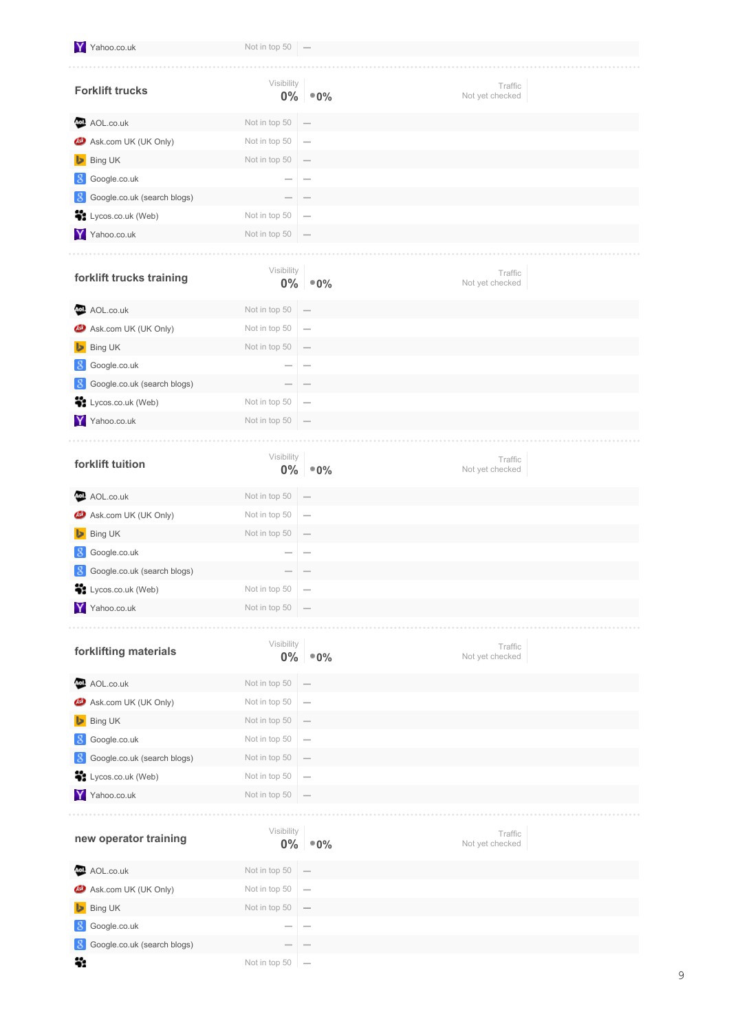| Yahoo.co.uk | Not in top 50 | — |
|---|---|---|

## Forklift trucks

Visibility **0%** ●0%

Traffic Not yet checked

| Search engine | Position | Change |
|---|---|---|
| AOL.co.uk | Not in top 50 | — |
| Ask.com UK (UK Only) | Not in top 50 | — |
| Bing UK | Not in top 50 | — |
| Google.co.uk | — | — |
| Google.co.uk (search blogs) | — | — |
| Lycos.co.uk (Web) | Not in top 50 | — |
| Yahoo.co.uk | Not in top 50 | — |

## forklift trucks training

Visibility **0%** ●0%

Traffic Not yet checked

| Search engine | Position | Change |
|---|---|---|
| AOL.co.uk | Not in top 50 | — |
| Ask.com UK (UK Only) | Not in top 50 | — |
| Bing UK | Not in top 50 | — |
| Google.co.uk | — | — |
| Google.co.uk (search blogs) | — | — |
| Lycos.co.uk (Web) | Not in top 50 | — |
| Yahoo.co.uk | Not in top 50 | — |

## forklift tuition

Visibility **0%** ●0%

Traffic Not yet checked

| Search engine | Position | Change |
|---|---|---|
| AOL.co.uk | Not in top 50 | — |
| Ask.com UK (UK Only) | Not in top 50 | — |
| Bing UK | Not in top 50 | — |
| Google.co.uk | — | — |
| Google.co.uk (search blogs) | — | — |
| Lycos.co.uk (Web) | Not in top 50 | — |
| Yahoo.co.uk | Not in top 50 | — |

## forklifting materials

Visibility **0%** ●0%

Traffic Not yet checked

| Search engine | Position | Change |
|---|---|---|
| AOL.co.uk | Not in top 50 | — |
| Ask.com UK (UK Only) | Not in top 50 | — |
| Bing UK | Not in top 50 | — |
| Google.co.uk | Not in top 50 | — |
| Google.co.uk (search blogs) | Not in top 50 | — |
| Lycos.co.uk (Web) | Not in top 50 | — |
| Yahoo.co.uk | Not in top 50 | — |

## new operator training

Visibility **0%** ●0%

Traffic Not yet checked

| Search engine | Position | Change |
|---|---|---|
| AOL.co.uk | Not in top 50 | — |
| Ask.com UK (UK Only) | Not in top 50 | — |
| Bing UK | Not in top 50 | — |
| Google.co.uk | — | — |
| Google.co.uk (search blogs) | — | — |
| | Not in top 50 | — |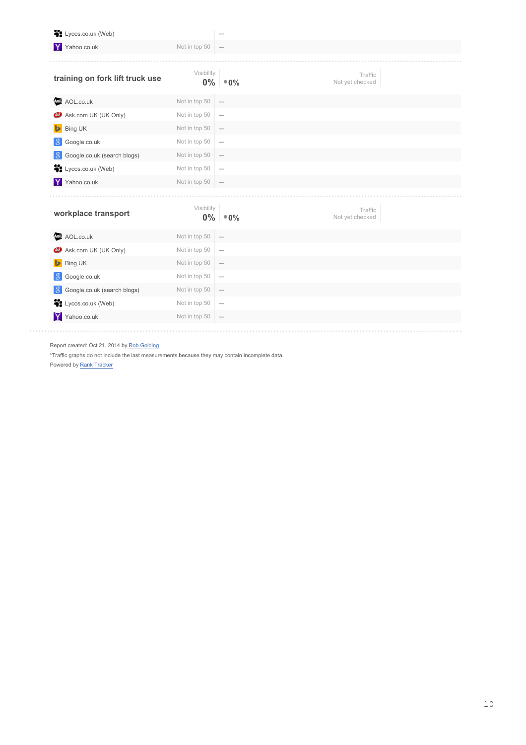| | | |
|---|---|---|
| Lycos.co.uk (Web) | | — |
| Yahoo.co.uk | Not in top 50 | — |

## training on fork lift truck use

Visibility **0%** **0%**

Traffic
Not yet checked

| | | |
|---|---|---|
| AOL.co.uk | Not in top 50 | — |
| Ask.com UK (UK Only) | Not in top 50 | — |
| Bing UK | Not in top 50 | — |
| Google.co.uk | Not in top 50 | — |
| Google.co.uk (search blogs) | Not in top 50 | — |
| Lycos.co.uk (Web) | Not in top 50 | — |
| Yahoo.co.uk | Not in top 50 | — |

## workplace transport

Visibility **0%** **0%**

Traffic
Not yet checked

| | | |
|---|---|---|
| AOL.co.uk | Not in top 50 | — |
| Ask.com UK (UK Only) | Not in top 50 | — |
| Bing UK | Not in top 50 | — |
| Google.co.uk | Not in top 50 | — |
| Google.co.uk (search blogs) | Not in top 50 | — |
| Lycos.co.uk (Web) | Not in top 50 | — |
| Yahoo.co.uk | Not in top 50 | — |

Report created: Oct 21, 2014 by Rob Golding

*Traffic graphs do not include the last measurements because they may contain incomplete data.

Powered by Rank Tracker